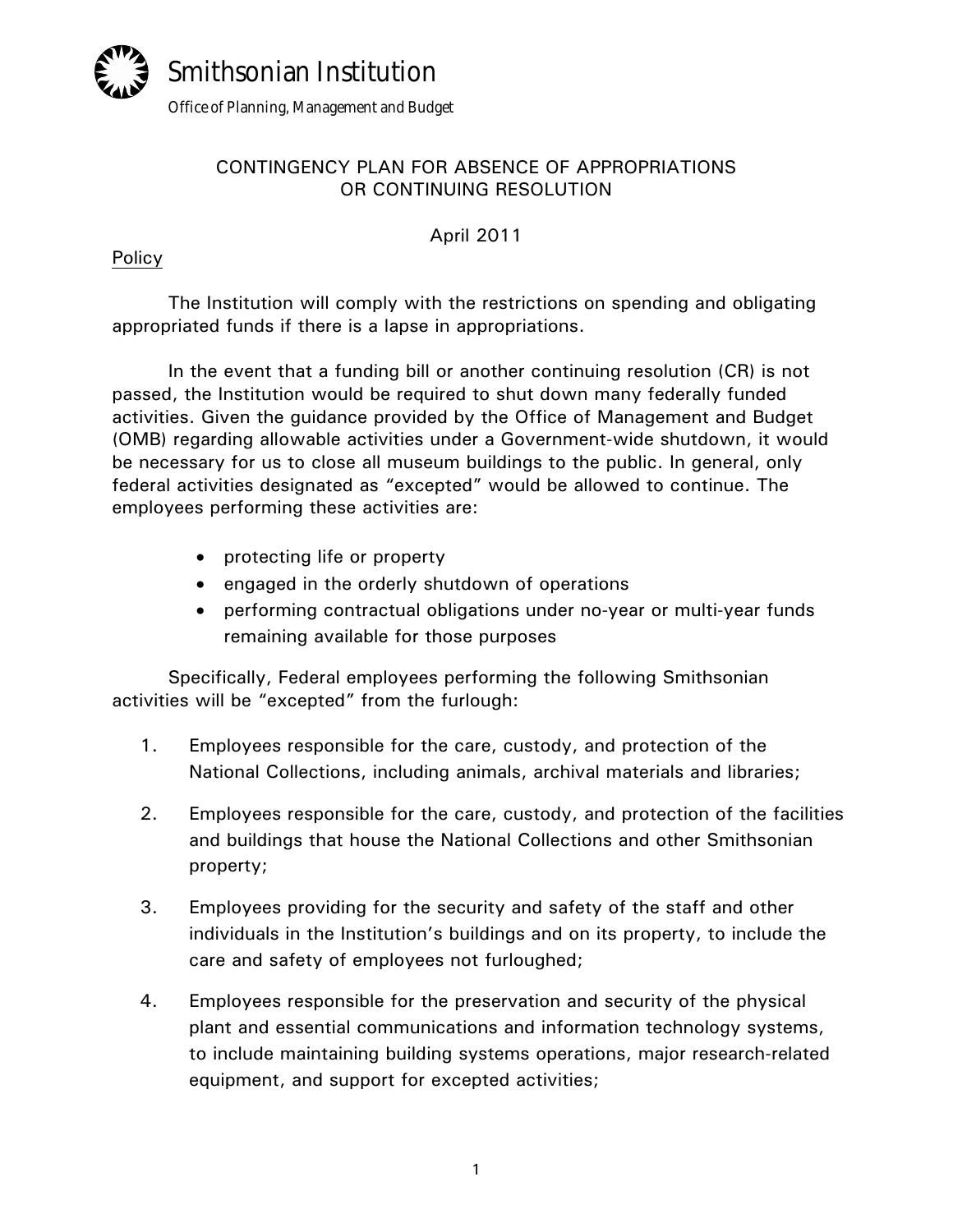Smithsonian Institution

*Office of Planning, Management and Budget*

# CONTINGENCY PLAN FOR ABSENCE OF APPROPRIATIONS OR CONTINUING RESOLUTION

April 2011

## Policy

The Institution will comply with the restrictions on spending and obligating appropriated funds if there is a lapse in appropriations.

In the event that a funding bill or another continuing resolution (CR) is not passed, the Institution would be required to shut down many federally funded activities. Given the guidance provided by the Office of Management and Budget (OMB) regarding allowable activities under a Government-wide shutdown, it would be necessary for us to close all museum buildings to the public. In general, only federal activities designated as "excepted" would be allowed to continue. The employees performing these activities are:

- protecting life or property
- engaged in the orderly shutdown of operations
- performing contractual obligations under no-year or multi-year funds remaining available for those purposes

Specifically, Federal employees performing the following Smithsonian activities will be "excepted" from the furlough:

1. Employees responsible for the care, custody, and protection of the National Collections, including animals, archival materials and libraries;
2. Employees responsible for the care, custody, and protection of the facilities and buildings that house the National Collections and other Smithsonian property;
3. Employees providing for the security and safety of the staff and other individuals in the Institution's buildings and on its property, to include the care and safety of employees not furloughed;
4. Employees responsible for the preservation and security of the physical plant and essential communications and information technology systems, to include maintaining building systems operations, major research-related equipment, and support for excepted activities;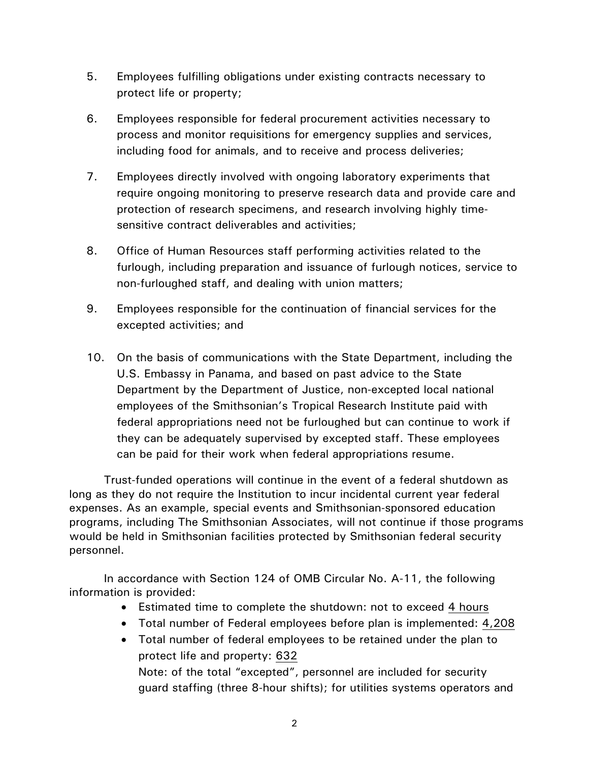5. Employees fulfilling obligations under existing contracts necessary to protect life or property;

6. Employees responsible for federal procurement activities necessary to process and monitor requisitions for emergency supplies and services, including food for animals, and to receive and process deliveries;

7. Employees directly involved with ongoing laboratory experiments that require ongoing monitoring to preserve research data and provide care and protection of research specimens, and research involving highly time-sensitive contract deliverables and activities;

8. Office of Human Resources staff performing activities related to the furlough, including preparation and issuance of furlough notices, service to non-furloughed staff, and dealing with union matters;

9. Employees responsible for the continuation of financial services for the excepted activities; and

10. On the basis of communications with the State Department, including the U.S. Embassy in Panama, and based on past advice to the State Department by the Department of Justice, non-excepted local national employees of the Smithsonian's Tropical Research Institute paid with federal appropriations need not be furloughed but can continue to work if they can be adequately supervised by excepted staff. These employees can be paid for their work when federal appropriations resume.

Trust-funded operations will continue in the event of a federal shutdown as long as they do not require the Institution to incur incidental current year federal expenses. As an example, special events and Smithsonian-sponsored education programs, including The Smithsonian Associates, will not continue if those programs would be held in Smithsonian facilities protected by Smithsonian federal security personnel.

In accordance with Section 124 of OMB Circular No. A-11, the following information is provided:

- Estimated time to complete the shutdown: not to exceed 4 hours
- Total number of Federal employees before plan is implemented: 4,208
- Total number of federal employees to be retained under the plan to protect life and property: 632

  Note: of the total "excepted", personnel are included for security guard staffing (three 8-hour shifts); for utilities systems operators and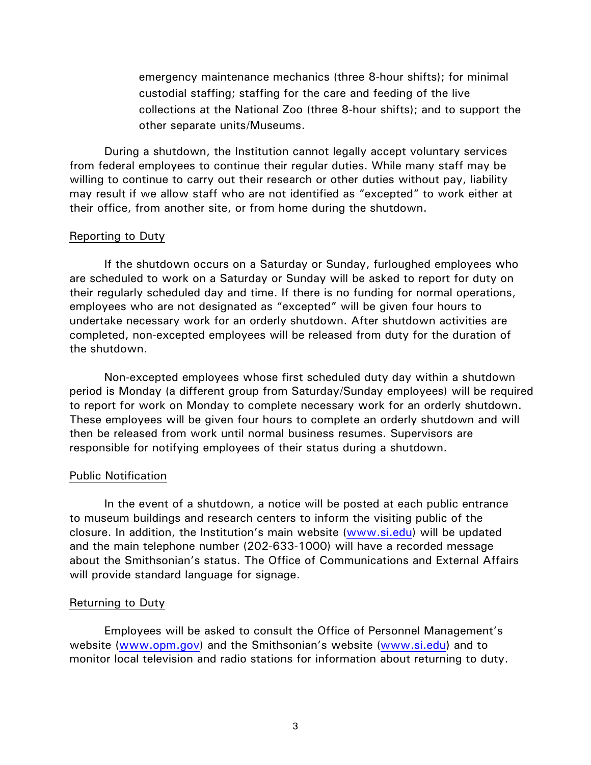emergency maintenance mechanics (three 8-hour shifts); for minimal custodial staffing; staffing for the care and feeding of the live collections at the National Zoo (three 8-hour shifts); and to support the other separate units/Museums.

During a shutdown, the Institution cannot legally accept voluntary services from federal employees to continue their regular duties. While many staff may be willing to continue to carry out their research or other duties without pay, liability may result if we allow staff who are not identified as "excepted" to work either at their office, from another site, or from home during the shutdown.

## Reporting to Duty

If the shutdown occurs on a Saturday or Sunday, furloughed employees who are scheduled to work on a Saturday or Sunday will be asked to report for duty on their regularly scheduled day and time. If there is no funding for normal operations, employees who are not designated as "excepted" will be given four hours to undertake necessary work for an orderly shutdown. After shutdown activities are completed, non-excepted employees will be released from duty for the duration of the shutdown.

Non-excepted employees whose first scheduled duty day within a shutdown period is Monday (a different group from Saturday/Sunday employees) will be required to report for work on Monday to complete necessary work for an orderly shutdown. These employees will be given four hours to complete an orderly shutdown and will then be released from work until normal business resumes. Supervisors are responsible for notifying employees of their status during a shutdown.

## Public Notification

In the event of a shutdown, a notice will be posted at each public entrance to museum buildings and research centers to inform the visiting public of the closure. In addition, the Institution's main website (www.si.edu) will be updated and the main telephone number (202-633-1000) will have a recorded message about the Smithsonian's status. The Office of Communications and External Affairs will provide standard language for signage.

## Returning to Duty

Employees will be asked to consult the Office of Personnel Management's website (www.opm.gov) and the Smithsonian's website (www.si.edu) and to monitor local television and radio stations for information about returning to duty.